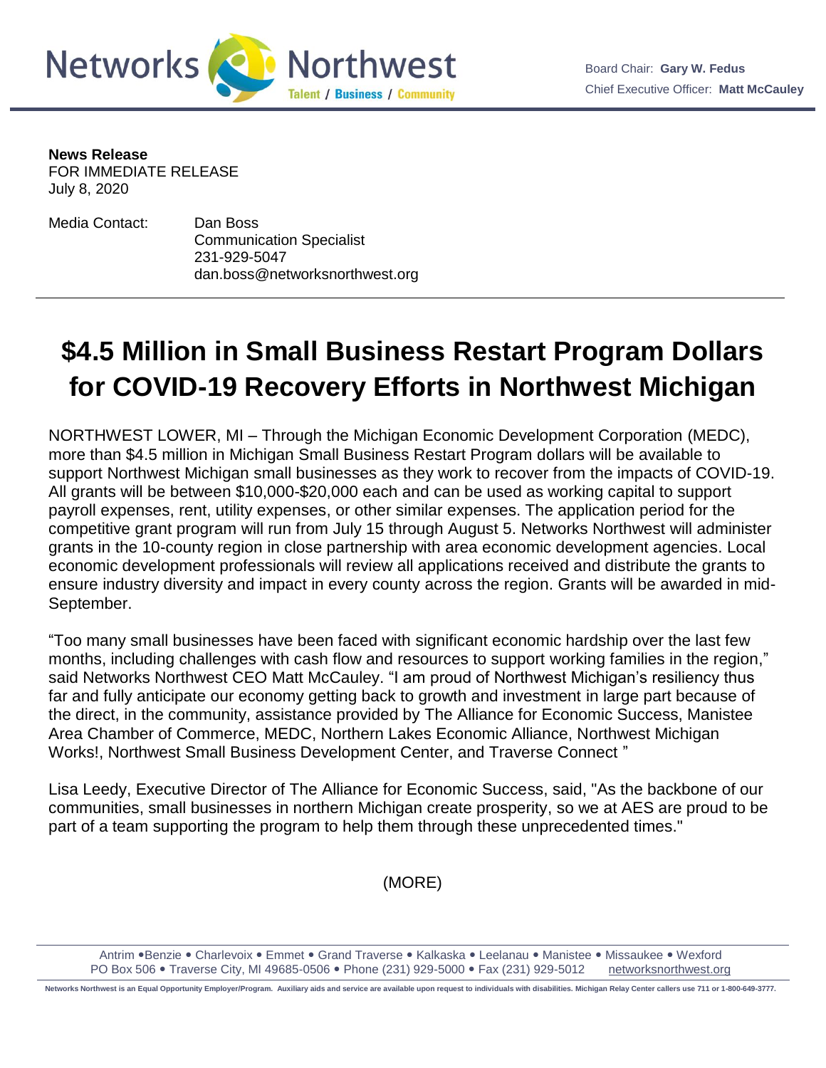Networks Northwest

Talent / Business / Community

Board Chair: **Gary W. Fedus**
Chief Executive Officer: **Matt McCauley**

**News Release**
FOR IMMEDIATE RELEASE
July 8, 2020

Media Contact: Dan Boss
Communication Specialist
231-929-5047
dan.boss@networksnorthwest.org

# $4.5 Million in Small Business Restart Program Dollars for COVID-19 Recovery Efforts in Northwest Michigan

NORTHWEST LOWER, MI – Through the Michigan Economic Development Corporation (MEDC), more than $4.5 million in Michigan Small Business Restart Program dollars will be available to support Northwest Michigan small businesses as they work to recover from the impacts of COVID-19. All grants will be between $10,000-$20,000 each and can be used as working capital to support payroll expenses, rent, utility expenses, or other similar expenses. The application period for the competitive grant program will run from July 15 through August 5. Networks Northwest will administer grants in the 10-county region in close partnership with area economic development agencies. Local economic development professionals will review all applications received and distribute the grants to ensure industry diversity and impact in every county across the region. Grants will be awarded in mid-September.

"Too many small businesses have been faced with significant economic hardship over the last few months, including challenges with cash flow and resources to support working families in the region," said Networks Northwest CEO Matt McCauley. "I am proud of Northwest Michigan's resiliency thus far and fully anticipate our economy getting back to growth and investment in large part because of the direct, in the community, assistance provided by The Alliance for Economic Success, Manistee Area Chamber of Commerce, MEDC, Northern Lakes Economic Alliance, Northwest Michigan Works!, Northwest Small Business Development Center, and Traverse Connect "

Lisa Leedy, Executive Director of The Alliance for Economic Success, said, "As the backbone of our communities, small businesses in northern Michigan create prosperity, so we at AES are proud to be part of a team supporting the program to help them through these unprecedented times."

(MORE)

Antrim • Benzie • Charlevoix • Emmet • Grand Traverse • Kalkaska • Leelanau • Manistee • Missaukee • Wexford
PO Box 506 • Traverse City, MI 49685-0506 • Phone (231) 929-5000 • Fax (231) 929-5012 networksnorthwest.org

Networks Northwest is an Equal Opportunity Employer/Program. Auxiliary aids and service are available upon request to individuals with disabilities. Michigan Relay Center callers use 711 or 1-800-649-3777.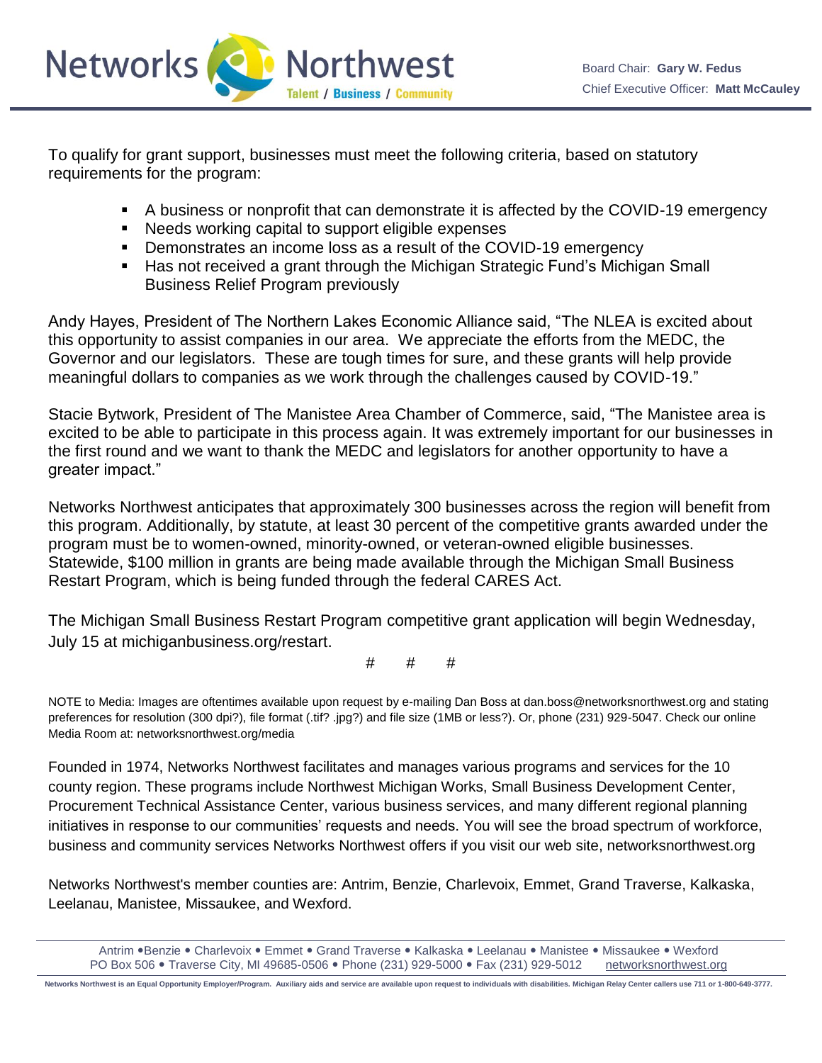To qualify for grant support, businesses must meet the following criteria, based on statutory requirements for the program:

- A business or nonprofit that can demonstrate it is affected by the COVID-19 emergency
- Needs working capital to support eligible expenses
- Demonstrates an income loss as a result of the COVID-19 emergency
- Has not received a grant through the Michigan Strategic Fund's Michigan Small Business Relief Program previously

Andy Hayes, President of The Northern Lakes Economic Alliance said, "The NLEA is excited about this opportunity to assist companies in our area. We appreciate the efforts from the MEDC, the Governor and our legislators. These are tough times for sure, and these grants will help provide meaningful dollars to companies as we work through the challenges caused by COVID-19."

Stacie Bytwork, President of The Manistee Area Chamber of Commerce, said, "The Manistee area is excited to be able to participate in this process again. It was extremely important for our businesses in the first round and we want to thank the MEDC and legislators for another opportunity to have a greater impact."

Networks Northwest anticipates that approximately 300 businesses across the region will benefit from this program. Additionally, by statute, at least 30 percent of the competitive grants awarded under the program must be to women-owned, minority-owned, or veteran-owned eligible businesses. Statewide, $100 million in grants are being made available through the Michigan Small Business Restart Program, which is being funded through the federal CARES Act.

The Michigan Small Business Restart Program competitive grant application will begin Wednesday, July 15 at michiganbusiness.org/restart.

\# # #

NOTE to Media: Images are oftentimes available upon request by e-mailing Dan Boss at dan.boss@networksnorthwest.org and stating preferences for resolution (300 dpi?), file format (.tif? .jpg?) and file size (1MB or less?). Or, phone (231) 929-5047. Check our online Media Room at: networksnorthwest.org/media

Founded in 1974, Networks Northwest facilitates and manages various programs and services for the 10 county region. These programs include Northwest Michigan Works, Small Business Development Center, Procurement Technical Assistance Center, various business services, and many different regional planning initiatives in response to our communities' requests and needs. You will see the broad spectrum of workforce, business and community services Networks Northwest offers if you visit our web site, networksnorthwest.org

Networks Northwest's member counties are: Antrim, Benzie, Charlevoix, Emmet, Grand Traverse, Kalkaska, Leelanau, Manistee, Missaukee, and Wexford.